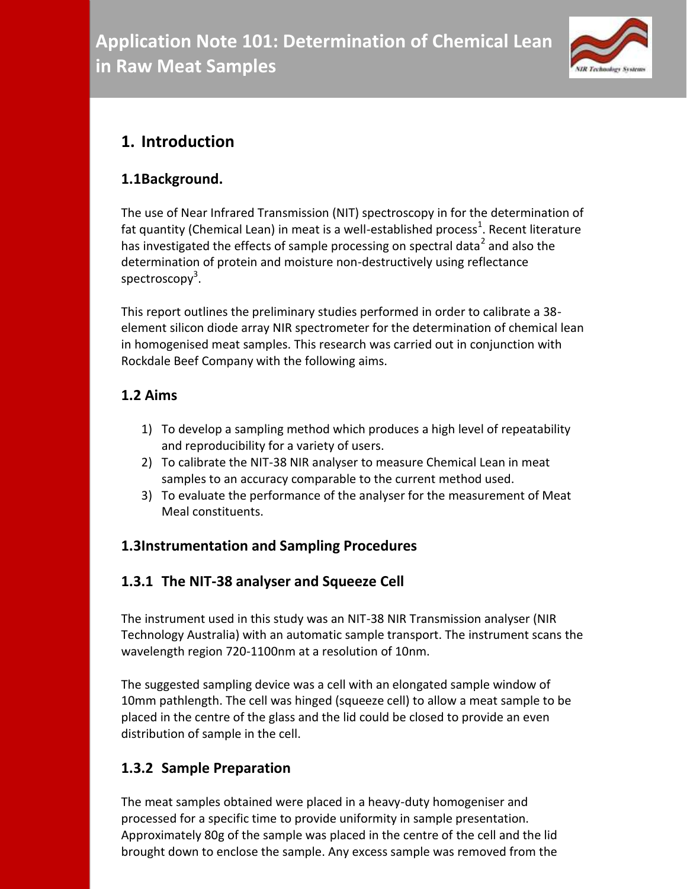# Application Note 101: Determination of Chemical Lean in Raw Meat Samples

## 1. Introduction

### 1.1Background.

The use of Near Infrared Transmission (NIT) spectroscopy in for the determination of fat quantity (Chemical Lean) in meat is a well-established process[1]. Recent literature has investigated the effects of sample processing on spectral data[2] and also the determination of protein and moisture non-destructively using reflectance spectroscopy[3].

This report outlines the preliminary studies performed in order to calibrate a 38-element silicon diode array NIR spectrometer for the determination of chemical lean in homogenised meat samples. This research was carried out in conjunction with Rockdale Beef Company with the following aims.

### 1.2 Aims

1) To develop a sampling method which produces a high level of repeatability and reproducibility for a variety of users.
2) To calibrate the NIT-38 NIR analyser to measure Chemical Lean in meat samples to an accuracy comparable to the current method used.
3) To evaluate the performance of the analyser for the measurement of Meat Meal constituents.

### 1.3Instrumentation and Sampling Procedures

#### 1.3.1 The NIT-38 analyser and Squeeze Cell

The instrument used in this study was an NIT-38 NIR Transmission analyser (NIR Technology Australia) with an automatic sample transport. The instrument scans the wavelength region 720-1100nm at a resolution of 10nm.

The suggested sampling device was a cell with an elongated sample window of 10mm pathlength. The cell was hinged (squeeze cell) to allow a meat sample to be placed in the centre of the glass and the lid could be closed to provide an even distribution of sample in the cell.

#### 1.3.2 Sample Preparation

The meat samples obtained were placed in a heavy-duty homogeniser and processed for a specific time to provide uniformity in sample presentation. Approximately 80g of the sample was placed in the centre of the cell and the lid brought down to enclose the sample. Any excess sample was removed from the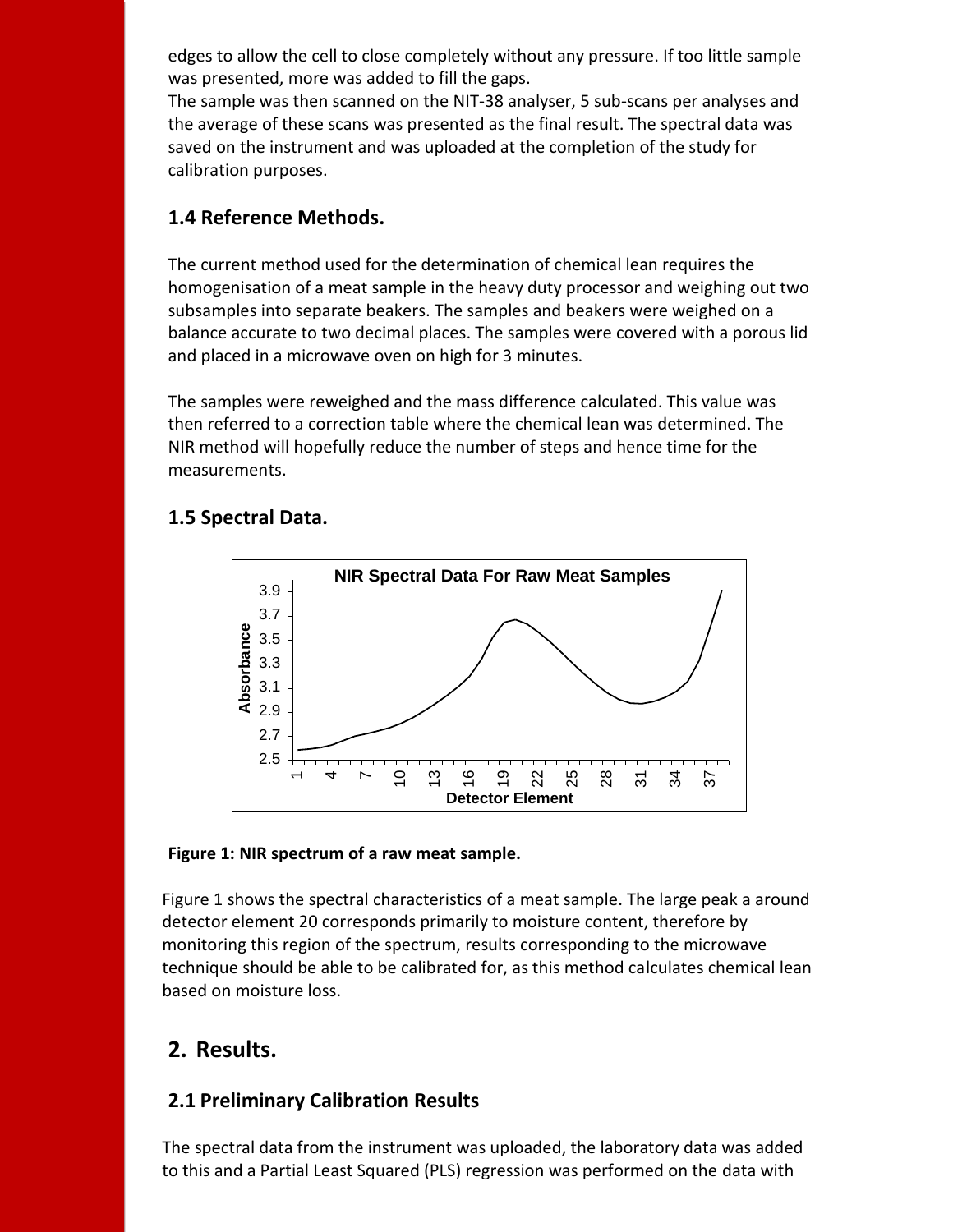edges to allow the cell to close completely without any pressure. If too little sample was presented, more was added to fill the gaps.
The sample was then scanned on the NIT-38 analyser, 5 sub-scans per analyses and the average of these scans was presented as the final result. The spectral data was saved on the instrument and was uploaded at the completion of the study for calibration purposes.

### 1.4 Reference Methods.

The current method used for the determination of chemical lean requires the homogenisation of a meat sample in the heavy duty processor and weighing out two subsamples into separate beakers. The samples and beakers were weighed on a balance accurate to two decimal places. The samples were covered with a porous lid and placed in a microwave oven on high for 3 minutes.

The samples were reweighed and the mass difference calculated. This value was then referred to a correction table where the chemical lean was determined. The NIR method will hopefully reduce the number of steps and hence time for the measurements.

### 1.5 Spectral Data.

**Figure 1: NIR spectrum of a raw meat sample.**

Figure 1 shows the spectral characteristics of a meat sample. The large peak a around detector element 20 corresponds primarily to moisture content, therefore by monitoring this region of the spectrum, results corresponding to the microwave technique should be able to be calibrated for, as this method calculates chemical lean based on moisture loss.

## 2. Results.

### 2.1 Preliminary Calibration Results

The spectral data from the instrument was uploaded, the laboratory data was added to this and a Partial Least Squared (PLS) regression was performed on the data with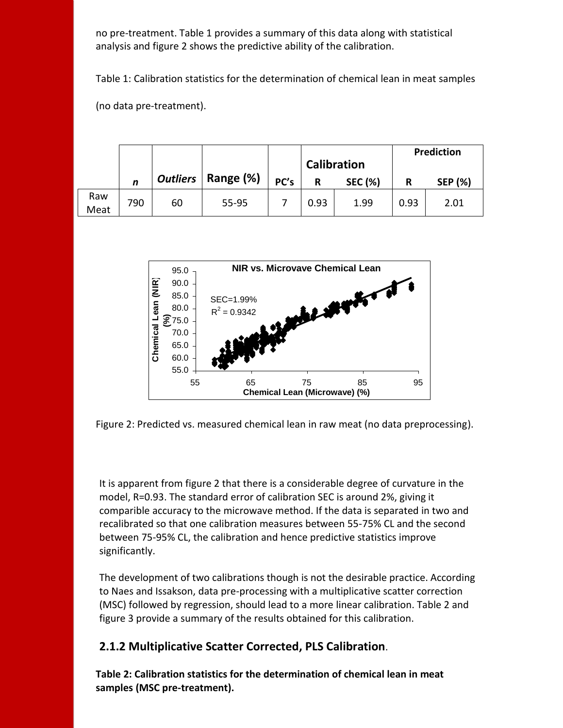no pre-treatment. Table 1 provides a summary of this data along with statistical analysis and figure 2 shows the predictive ability of the calibration.

Table 1: Calibration statistics for the determination of chemical lean in meat samples

(no data pre-treatment).

| | *n* | *Outliers* | Range (%) | PC's | Calibration | | Prediction | |
|---|---|---|---|---|---|---|---|---|
| | | | | | R | SEC (%) | R | SEP (%) |
| Raw Meat | 790 | 60 | 55-95 | 7 | 0.93 | 1.99 | 0.93 | 2.01 |

Figure 2: Predicted vs. measured chemical lean in raw meat (no data preprocessing).

It is apparent from figure 2 that there is a considerable degree of curvature in the model, R=0.93. The standard error of calibration SEC is around 2%, giving it comparible accuracy to the microwave method. If the data is separated in two and recalibrated so that one calibration measures between 55-75% CL and the second between 75-95% CL, the calibration and hence predictive statistics improve significantly.

The development of two calibrations though is not the desirable practice. According to Naes and Issakson, data pre-processing with a multiplicative scatter correction (MSC) followed by regression, should lead to a more linear calibration. Table 2 and figure 3 provide a summary of the results obtained for this calibration.

## 2.1.2 Multiplicative Scatter Corrected, PLS Calibration.

**Table 2: Calibration statistics for the determination of chemical lean in meat samples (MSC pre-treatment).**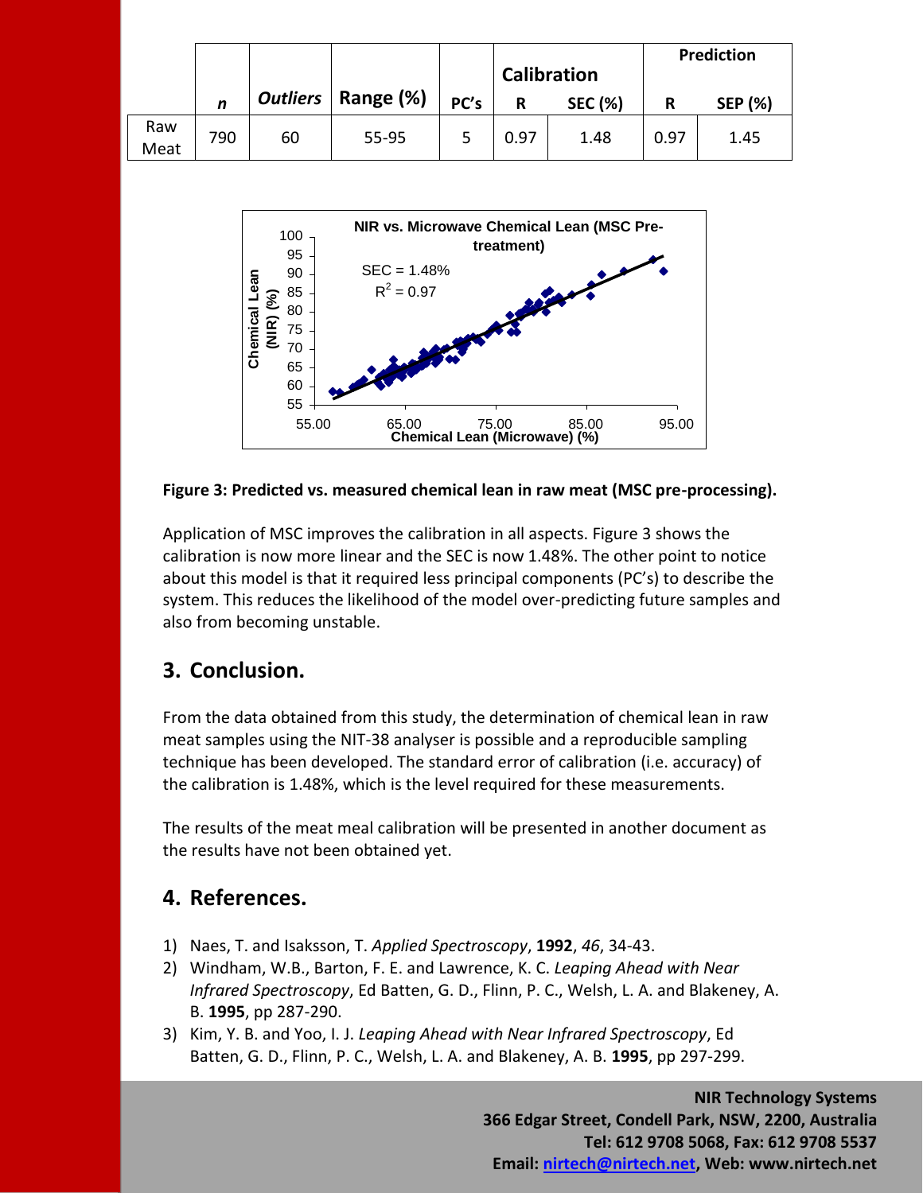| | *n* | *Outliers* | Range (%) | PC's | Calibration | | Prediction | |
|---|---|---|---|---|---|---|---|---|
| | | | | | R | SEC (%) | R | SEP (%) |
| Raw Meat | 790 | 60 | 55-95 | 5 | 0.97 | 1.48 | 0.97 | 1.45 |

NIR vs. Microwave Chemical Lean (MSC Pre-treatment)

SEC = 1.48%

$R^2$ = 0.97

Chemical Lean (NIR) (%)

100
95
90
85
80
75
70
65
60
55

55.00
65.00
75.00
85.00
95.00

Chemical Lean (Microwave) (%)

**Figure 3: Predicted vs. measured chemical lean in raw meat (MSC pre-processing).**

Application of MSC improves the calibration in all aspects. Figure 3 shows the calibration is now more linear and the SEC is now 1.48%. The other point to notice about this model is that it required less principal components (PC's) to describe the system. This reduces the likelihood of the model over-predicting future samples and also from becoming unstable.

## 3. Conclusion.

From the data obtained from this study, the determination of chemical lean in raw meat samples using the NIT-38 analyser is possible and a reproducible sampling technique has been developed. The standard error of calibration (i.e. accuracy) of the calibration is 1.48%, which is the level required for these measurements.

The results of the meat meal calibration will be presented in another document as the results have not been obtained yet.

## 4. References.

1) Naes, T. and Isaksson, T. *Applied Spectroscopy*, **1992**, *46*, 34-43.
2) Windham, W.B., Barton, F. E. and Lawrence, K. C. *Leaping Ahead with Near Infrared Spectroscopy*, Ed Batten, G. D., Flinn, P. C., Welsh, L. A. and Blakeney, A. B. **1995**, pp 287-290.
3) Kim, Y. B. and Yoo, I. J. *Leaping Ahead with Near Infrared Spectroscopy*, Ed Batten, G. D., Flinn, P. C., Welsh, L. A. and Blakeney, A. B. **1995**, pp 297-299.

**NIR Technology Systems**
**366 Edgar Street, Condell Park, NSW, 2200, Australia**
**Tel: 612 9708 5068, Fax: 612 9708 5537**
**Email: nirtech@nirtech.net, Web: www.nirtech.net**